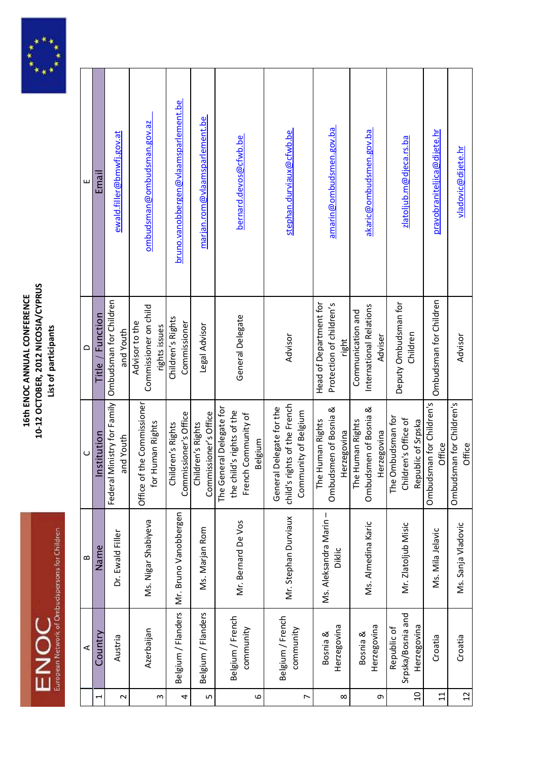# 16th ENOC ANNUAL CONFERENCE
## 10-12 OCTOBER, 2012 NICOSIA/CYPRUS
### List of participants

| | A | B | C | D | E |
|---|---|---|---|---|---|
| 1 | Country | Name | Institution | Title / Function | Email |
| 2 | Austria | Dr. Ewald Filler | Federal Ministry for Family and Youth | Ombudsman for Children and Youth | ewald.filler@bmwfj.gov.at |
| 3 | Azerbaijan | Ms. Nigar Shabiyeva | Office of the Commissioner for Human Rights | Advisor to the Commissioner on child rights issues | ombudsman@ombudsman.gov.az |
| 4 | Belgium / Flanders | Mr. Bruno Vanobbergen | Children's Rights Commissioner's Office | Children's Rights Commissioner | bruno.vanobbergen@vlaamsparlement.be |
| 5 | Belgium / Flanders | Ms. Marjan Rom | Children's Rights Commissioner's Office | Legal Advisor | marjan.rom@vlaamsparlement.be |
| 6 | Belgium / French community | Mr. Bernard De Vos | The General Delegate for the child's rights of the French Community of Belgium | General Delegate | bernard.devos@cfwb.be |
| 7 | Belgium / French community | Mr. Stephan Durviaux | General Delegate for the child's rights of the French Community of Belgium | Advisor | stephan.durviaux@cfwb.be |
| 8 | Bosnia & Herzegovina | Ms. Aleksandra Marin – Diklic | The Human Rights Ombudsmen of Bosnia & Herzegovina | Head of Department for Protection of children's right | amarin@ombudsmen.gov.ba |
| 9 | Bosnia & Herzegovina | Ms. Almedina Karic | The Human Rights Ombudsmen of Bosnia & Herzegovina | Communication and International Relations Adviser | akaric@ombudsmen.gov.ba |
| 10 | Republic of Srpska/Bosnia and Herzegovina | Mr. Zlatoljub Misic | The Ombudsman for Children's Office of Republic of Srpska | Deputy Ombudsman for Children | zlatoljub.m@djeca.rs.ba |
| 11 | Croatia | Ms. Mila Jelavic | Ombudsman for Children's Office | Ombudsman for Children | pravobraniteljica@dijete.hr |
| 12 | Croatia | Ms. Sanja Vladovic | Ombudsman for Children's Office | Advisor | vladovic@dijete.hr |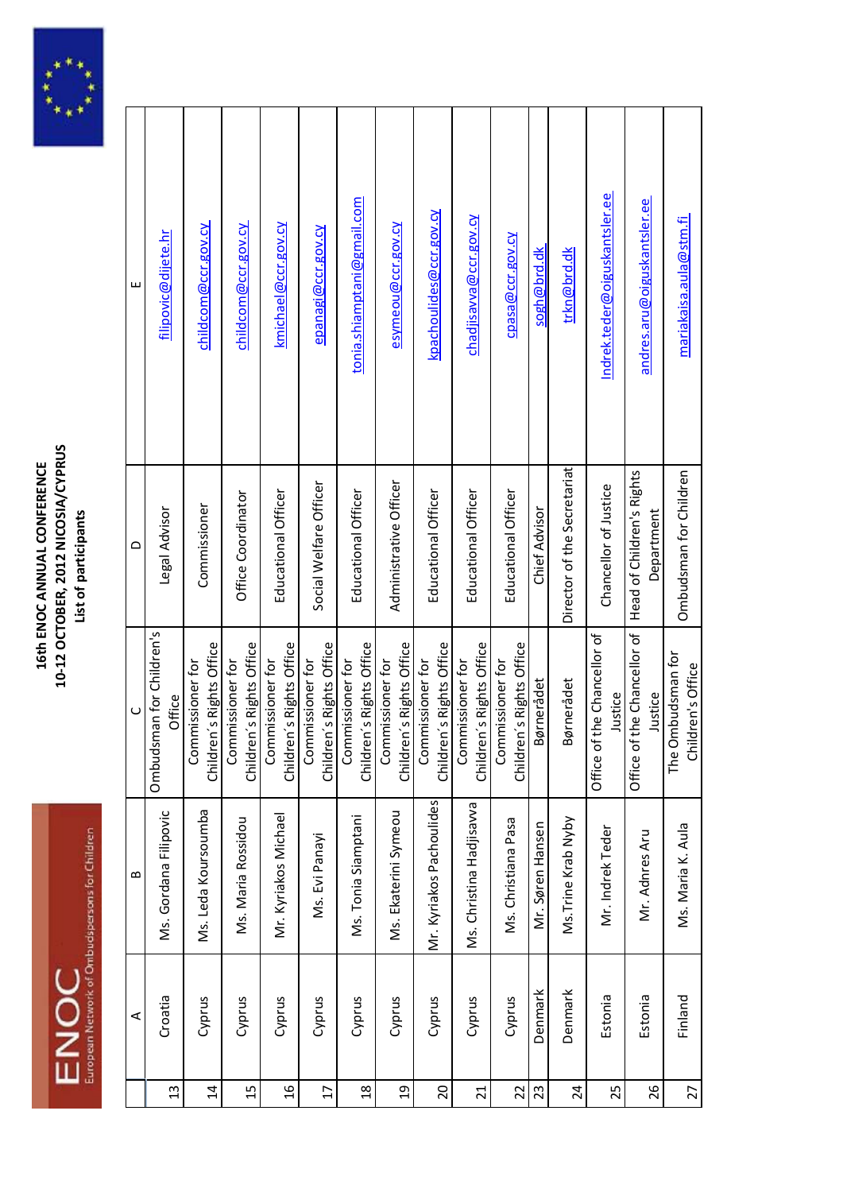# 16th ENOC ANNUAL CONFERENCE
# 10-12 OCTOBER, 2012 NICOSIA/CYPRUS
## List of participants

| | A | B | C | D | E |
|---|---|---|---|---|---|
| 13 | Croatia | Ms. Gordana Filipovic | Ombudsman for Children's Office | Legal Advisor | filipovic@dijete.hr |
| 14 | Cyprus | Ms. Leda Koursoumba | Commissioner for Children's Rights Office | Commissioner | childcom@ccr.gov.cy |
| 15 | Cyprus | Ms. Maria Rossidou | Commissioner for Children's Rights Office | Office Coordinator | childcom@ccr.gov.cy |
| 16 | Cyprus | Mr. Kyriakos Michael | Commissioner for Children's Rights Office | Educational Officer | kmichael@ccr.gov.cy |
| 17 | Cyprus | Ms. Evi Panayi | Commissioner for Children's Rights Office | Social Welfare Officer | epanagi@ccr.gov.cy |
| 18 | Cyprus | Ms. Tonia Siamptani | Commissioner for Children's Rights Office | Educational Officer | tonia.shiamptani@gmail.com |
| 19 | Cyprus | Ms. Ekaterini Symeou | Commissioner for Children's Rights Office | Administrative Officer | esymeou@ccr.gov.cy |
| 20 | Cyprus | Mr. Kyriakos Pachoulides | Commissioner for Children's Rights Office | Educational Officer | kpachoulides@ccr.gov.cy |
| 21 | Cyprus | Ms. Christina Hadjisavva | Commissioner for Children's Rights Office | Educational Officer | chadjisavva@ccr.gov.cy |
| 22 | Cyprus | Ms. Christiana Pasa | Commissioner for Children's Rights Office | Educational Officer | cpasa@ccr.gov.cy |
| 23 | Denmark | Mr. Søren Hansen | Børnerådet | Chief Advisor | sogh@brd.dk |
| 24 | Denmark | Ms.Trine Krab Nyby | Børnerådet | Director of the Secretariat | trkn@brd.dk |
| 25 | Estonia | Mr. Indrek Teder | Office of the Chancellor of Justice | Chancellor of Justice | Indrek.teder@oiguskantsler.ee |
| 26 | Estonia | Mr. Adnres Aru | Office of the Chancellor of Justice | Head of Children's Rights Department | andres.aru@oiguskantsler.ee |
| 27 | Finland | Ms. Maria K. Aula | The Ombudsman for Children's Office | Ombudsman for Children | mariakaisa.aula@stm.fi |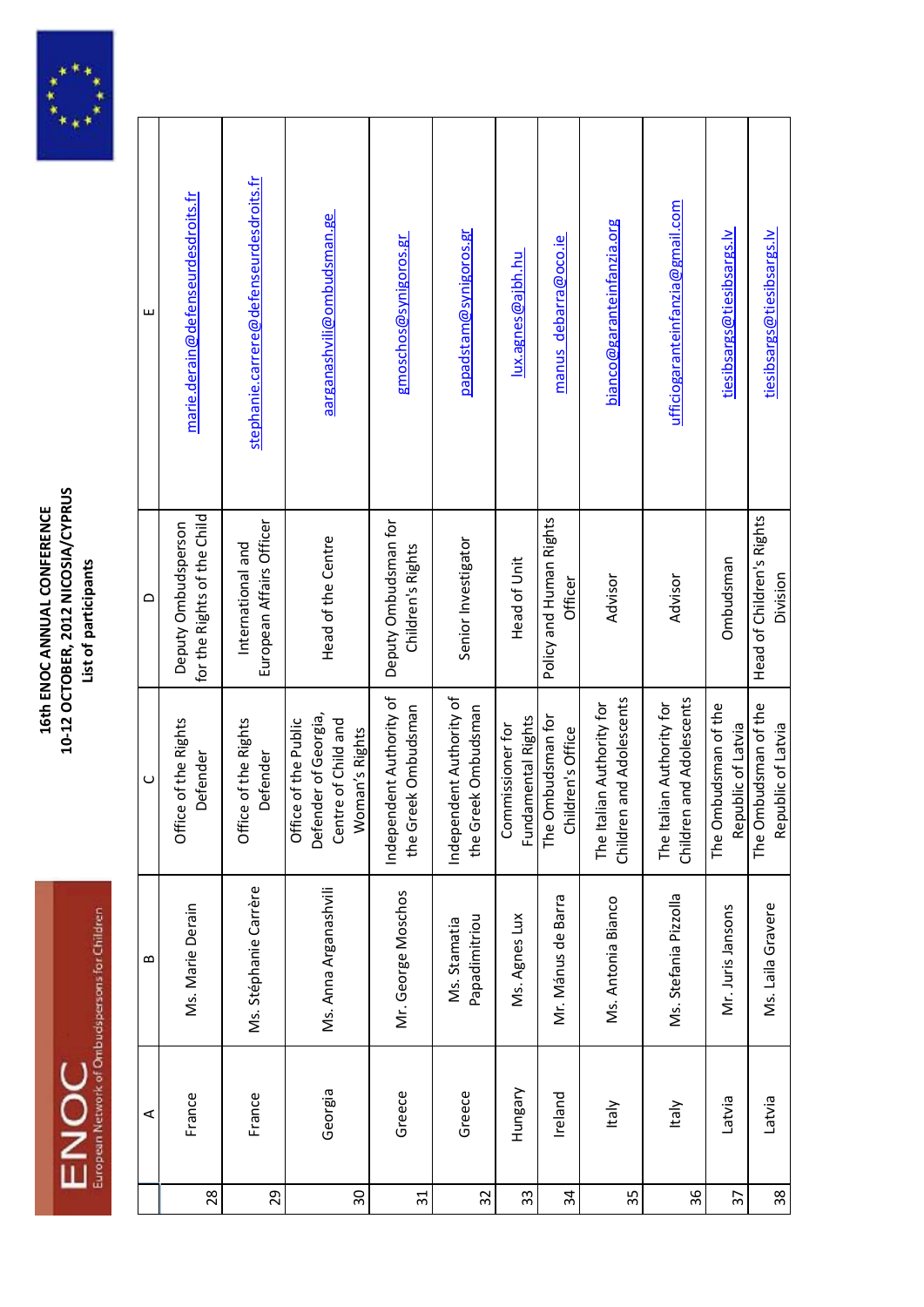# 16th ENOC ANNUAL CONFERENCE
## 10-12 OCTOBER, 2012 NICOSIA/CYPRUS
### List of participants

| | A | B | C | D | E |
|---|---|---|---|---|---|
| 28 | France | Ms. Marie Derain | Office of the Rights Defender | Deputy Ombudsperson for the Rights of the Child | marie.derain@defenseurdesdroits.fr |
| 29 | France | Ms. Stéphanie Carrère | Office of the Rights Defender | International and European Affairs Officer | stephanie.carrere@defenseurdesdroits.fr |
| 30 | Georgia | Ms. Anna Arganashvili | Office of the Public Defender of Georgia, Centre of Child and Woman's Rights | Head of the Centre | aarganashvili@ombudsman.ge |
| 31 | Greece | Mr. George Moschos | Independent Authority of the Greek Ombudsman | Deputy Ombudsman for Children's Rights | gmoschos@synigoros.gr |
| 32 | Greece | Ms. Stamatia Papadimitriou | Independent Authority of the Greek Ombudsman | Senior Investigator | papadstam@synigoros.gr |
| 33 | Hungary | Ms. Agnes Lux | Commissioner for Fundamental Rights | Head of Unit | lux.agnes@ajbh.hu |
| 34 | Ireland | Mr. Mánus de Barra | The Ombudsman for Children's Office | Policy and Human Rights Officer | manus_debarra@oco.ie |
| 35 | Italy | Ms. Antonia Bianco | The Italian Authority for Children and Adolescents | Advisor | bianco@garanteinfanzia.org |
| 36 | Italy | Ms. Stefania Pizzolla | The Italian Authority for Children and Adolescents | Advisor | ufficiogaranteinfanzia@gmail.com |
| 37 | Latvia | Mr. Juris Jansons | The Ombudsman of the Republic of Latvia | Ombudsman | tiesibsargs@tiesibsargs.lv |
| 38 | Latvia | Ms. Laila Gravere | The Ombudsman of the Republic of Latvia | Head of Children's Rights Division | tiesibsargs@tiesibsargs.lv |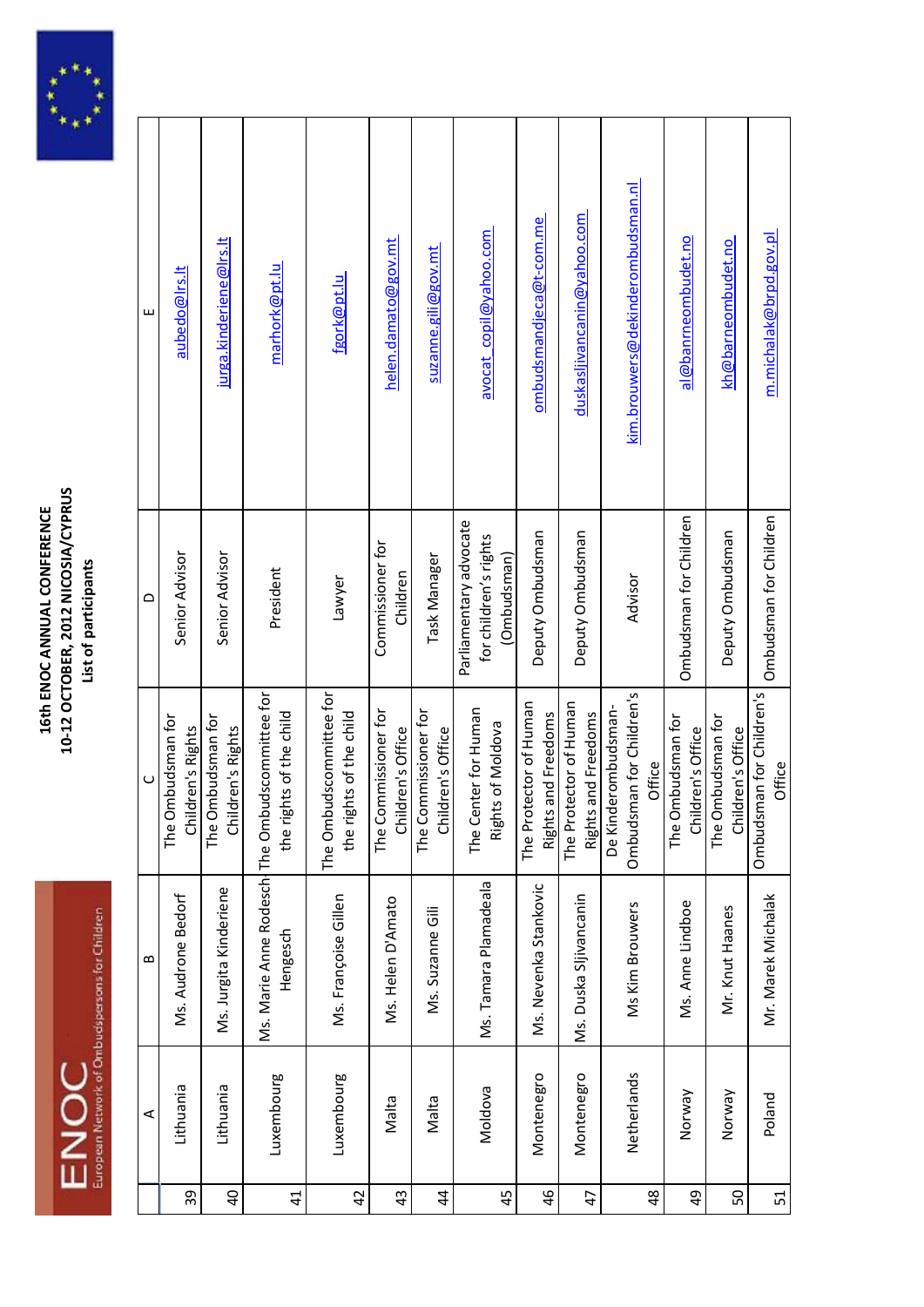# 16th ENOC ANNUAL CONFERENCE
## 10-12 OCTOBER, 2012 NICOSIA/CYPRUS
### List of participants

| | A | B | C | D | E |
|---|---|---|---|---|---|
| 39 | Lithuania | Ms. Audrone Bedorf | The Ombudsman for Children's Rights | Senior Advisor | aubedo@lrs.lt |
| 40 | Lithuania | Ms. Jurgita Kinderiene | The Ombudsman for Children's Rights | Senior Advisor | jurga.kinderiene@lrs.lt |
| 41 | Luxembourg | Ms. Marie Anne Rodesch Hengesch | The Ombudscommittee for the rights of the child | President | marhork@pt.lu |
| 42 | Luxembourg | Ms. Françoise Gillen | The Ombudscommittee for the rights of the child | Lawyer | fgork@pt.lu |
| 43 | Malta | Ms. Helen D'Amato | The Commissioner for Children's Office | Commissioner for Children | helen.damato@gov.mt |
| 44 | Malta | Ms. Suzanne Gili | The Commissioner for Children's Office | Task Manager | suzanne.gili@gov.mt |
| 45 | Moldova | Ms. Tamara Plamadeala | The Center for Human Rights of Moldova | Parliamentary advocate for children's rights (Ombudsman) | avocat_copil@yahoo.com |
| 46 | Montenegro | Ms. Nevenka Stankovic | The Protector of Human Rights and Freedoms | Deputy Ombudsman | ombudsmandjeca@t-com.me |
| 47 | Montenegro | Ms. Duska Sljivancanin | The Protector of Human Rights and Freedoms | Deputy Ombudsman | duskasljivancanin@yahoo.com |
| 48 | Netherlands | Ms Kim Brouwers | De Kinderombudsman-Ombudsman for Children's Office | Advisor | kim.brouwers@dekinderombudsman.nl |
| 49 | Norway | Ms. Anne Lindboe | The Ombudsman for Children's Office | Ombudsman for Children | al@banrneombudet.no |
| 50 | Norway | Mr. Knut Haanes | The Ombudsman for Children's Office | Deputy Ombudsman | kh@barneombudet.no |
| 51 | Poland | Mr. Marek Michalak | Ombudsman for Children's Office | Ombudsman for Children | m.michalak@brpd.gov.pl |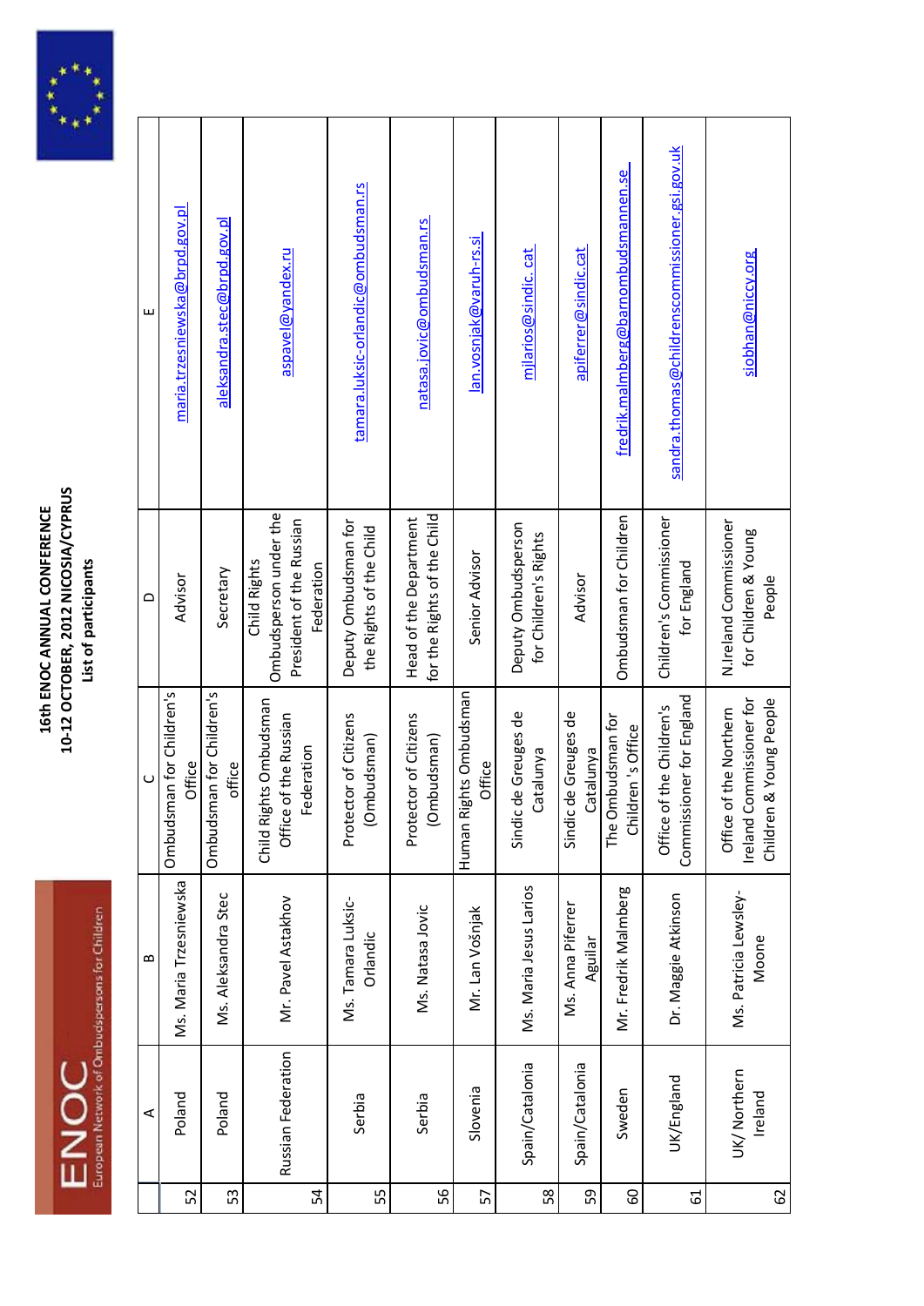# 16th ENOC ANNUAL CONFERENCE
## 10-12 OCTOBER, 2012 NICOSIA/CYPRUS
### List of participants

| | A | B | C | D | E |
|---|---|---|---|---|---|
| 52 | Poland | Ms. Maria Trzesniewska | Ombudsman for Children's Office | Advisor | maria.trzesniewska@brpd.gov.pl |
| 53 | Poland | Ms. Aleksandra Stec | Ombudsman for Children's office | Secretary | aleksandra.stec@brpd.gov.pl |
| 54 | Russian Federation | Mr. Pavel Astakhov | Child Rights Ombudsman Office of the Russian Federation | Child Rights Ombudsperson under the President of the Russian Federation | aspavel@yandex.ru |
| 55 | Serbia | Ms. Tamara Luksic-Orlandic | Protector of Citizens (Ombudsman) | Deputy Ombudsman for the Rights of the Child | tamara.luksic-orlandic@ombudsman.rs |
| 56 | Serbia | Ms. Natasa Jovic | Protector of Citizens (Ombudsman) | Head of the Department for the Rights of the Child | natasa.jovic@ombudsman.rs |
| 57 | Slovenia | Mr. Lan Vošnjak | Human Rights Ombudsman Office | Senior Advisor | lan.vosnjak@varuh-rs.si |
| 58 | Spain/Catalonia | Ms. Maria Jesus Larios | Sindic de Greuges de Catalunya | Deputy Ombudsperson for Children's Rights | mlarios@sindic. cat |
| 59 | Spain/Catalonia | Ms. Anna Piferrer Aguilar | Sindic de Greuges de Catalunya | Advisor | apiferrer@sindic.cat |
| 60 | Sweden | Mr. Fredrik Malmberg | The Ombudsman for Children 's Office | Ombudsman for Children | fredrik.malmberg@barnombudsmannen.se |
| 61 | UK/England | Dr. Maggie Atkinson | Office of the Children's Commissioner for England | Children's Commissioner for England | sandra.thomas@childrenscommissioner.gsi.gov.uk |
| 62 | UK/ Northern Ireland | Ms. Patricia Lewsley-Moone | Office of the Northern Ireland Commissioner for Children & Young People | N.Ireland Commissioner for Children & Young People | siobhan@niccy.org |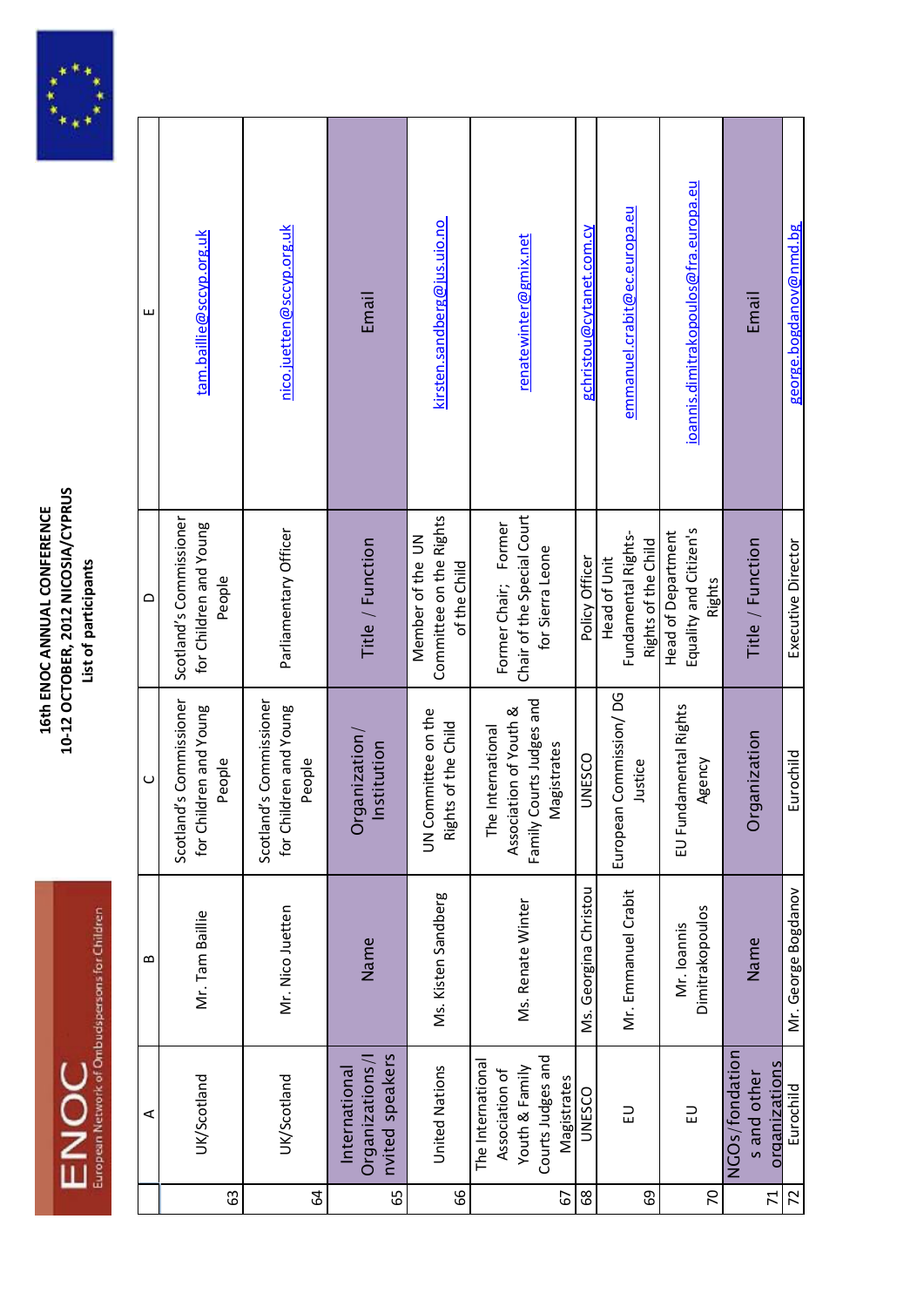# 16th ENOC ANNUAL CONFERENCE
## 10-12 OCTOBER, 2012 NICOSIA/CYPRUS
### List of participants

| | A | B | C | D | E |
|---|---|---|---|---|---|
| 63 | UK/Scotland | Mr. Tam Baillie | Scotland's Commissioner for Children and Young People | Scotland's Commissioner for Children and Young People | tam.baillie@sccyp.org.uk |
| 64 | UK/Scotland | Mr. Nico Juetten | Scotland's Commissioner for Children and Young People | Parliamentary Officer | nico.juetten@sccyp.org.uk |
| 65 | International Organizations/Invited speakers | Name | Organization/ Institution | Title / Function | Email |
| 66 | United Nations | Ms. Kisten Sandberg | UN Committee on the Rights of the Child | Member of the UN Committee on the Rights of the Child | kirsten.sandberg@jus.uio.no |
| 67 | The International Association of Youth & Family Courts Judges and Magistrates | Ms. Renate Winter | The International Association of Youth & Family Courts Judges and Magistrates | Former Chair; Former Chair of the Special Court for Sierra Leone | renatewinter@gmix.net |
| 68 | UNESCO | Ms. Georgina Christou | UNESCO | Policy Officer | gchristou@cytanet.com.cy |
| 69 | EU | Mr. Emmanuel Crabit | European Commission/ DG Justice | Head of Unit Fundamental Rights-Rights of the Child | emmanuel.crabit@ec.europa.eu |
| 70 | EU | Mr. Ioannis Dimitrakopoulos | EU Fundamental Rights Agency | Head of Department Equality and Citizen's Rights | ioannis.dimitrakopoulos@fra.europa.eu |
| 71 | NGOs/fondations and other organizations | Name | Organization | Title / Function | Email |
| 72 | Eurochild | Mr. George Bogdanov | Eurochild | Executive Director | george.bogdanov@nmd.bg |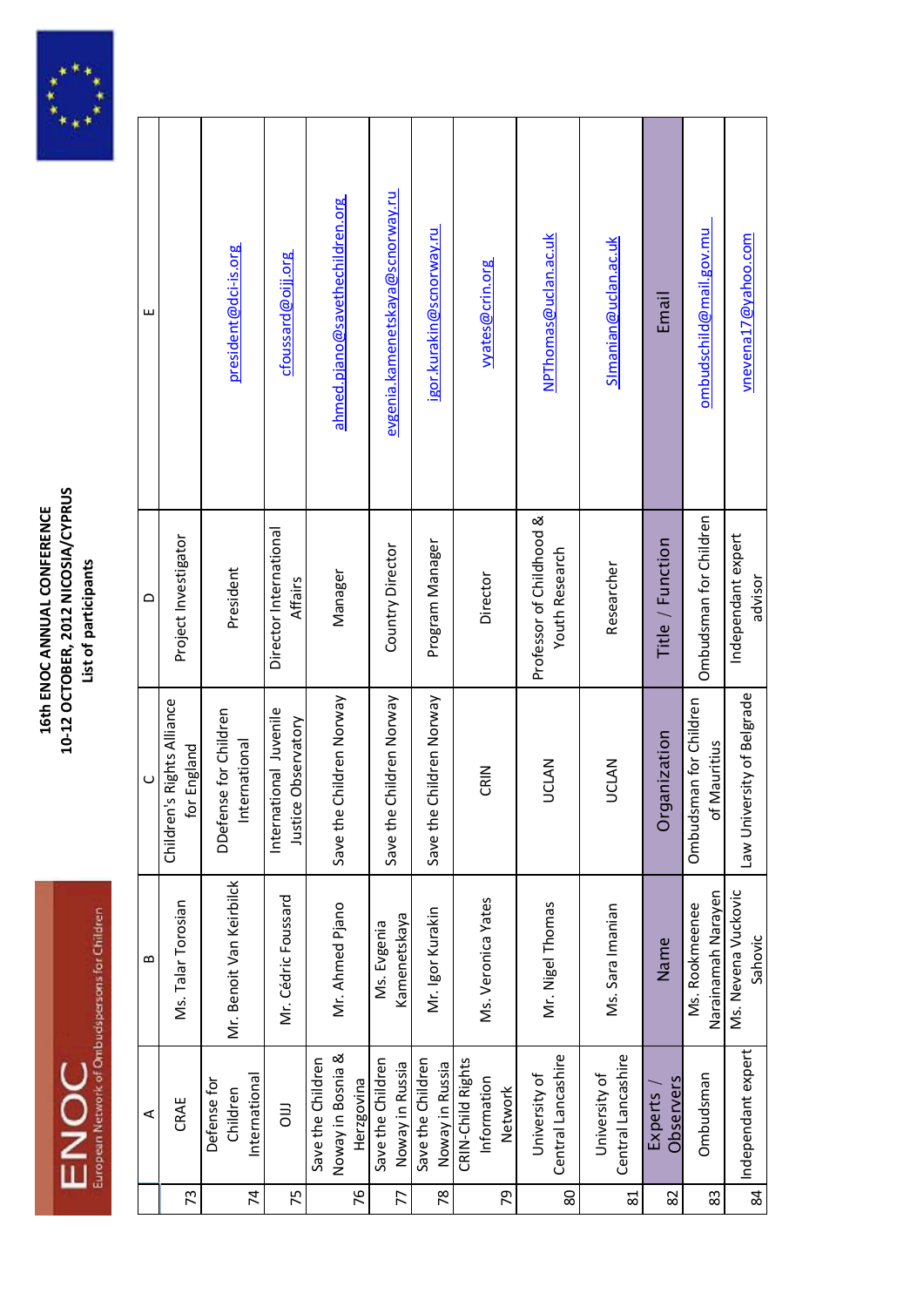# 16th ENOC ANNUAL CONFERENCE
## 10-12 OCTOBER, 2012 NICOSIA/CYPRUS
### List of participants

| | A | B | C | D | E |
|---|---|---|---|---|---|
| 73 | CRAE | Ms. Talar Torosian | Children's Rights Alliance for England | Project Investigator | |
| 74 | Defense for Children International | Mr. Benoit Van Keirbilck | DDefense for Children International | President | president@dci-is.org |
| 75 | OIJJ | Mr. Cédric Foussard | International Juvenile Justice Observatory | Director International Affairs | cfoussard@oijj.org |
| 76 | Save the Children Noway in Bosnia & Herzgovina | Mr. Ahmed Pjano | Save the Children Norway | Manager | ahmed.pjano@savethechildren.org |
| 77 | Save the Children Noway in Russia | Ms. Evgenia Kamenetskaya | Save the Children Norway | Country Director | evgenia.kamenetskaya@scnorway.ru |
| 78 | Save the Children Noway in Russia | Mr. Igor Kurakin | Save the Children Norway | Program Manager | igor.kurakin@scnorway.ru |
| 79 | CRIN-Child Rights Information Network | Ms. Veronica Yates | CRIN | Director | vyates@crin.org |
| 80 | University of Central Lancashire | Mr. Nigel Thomas | UCLAN | Professor of Childhood & Youth Research | NPThomas@uclan.ac.uk |
| 81 | University of Central Lancashire | Ms. Sara Imanian | UCLAN | Researcher | SImanian@uclan.ac.uk |
| 82 | Experts / Observers | Name | Organization | Title / Function | Email |
| 83 | Ombudsman | Ms. Rookmeenee Narainamah Narayen | Ombudsman for Children of Mauritius | Ombudsman for Children | ombudschild@mail.gov.mu |
| 84 | Independant expert | Ms. Nevena Vuckovic Sahovic | Law University of Belgrade | Independant expert advisor | vnevena17@yahoo.com |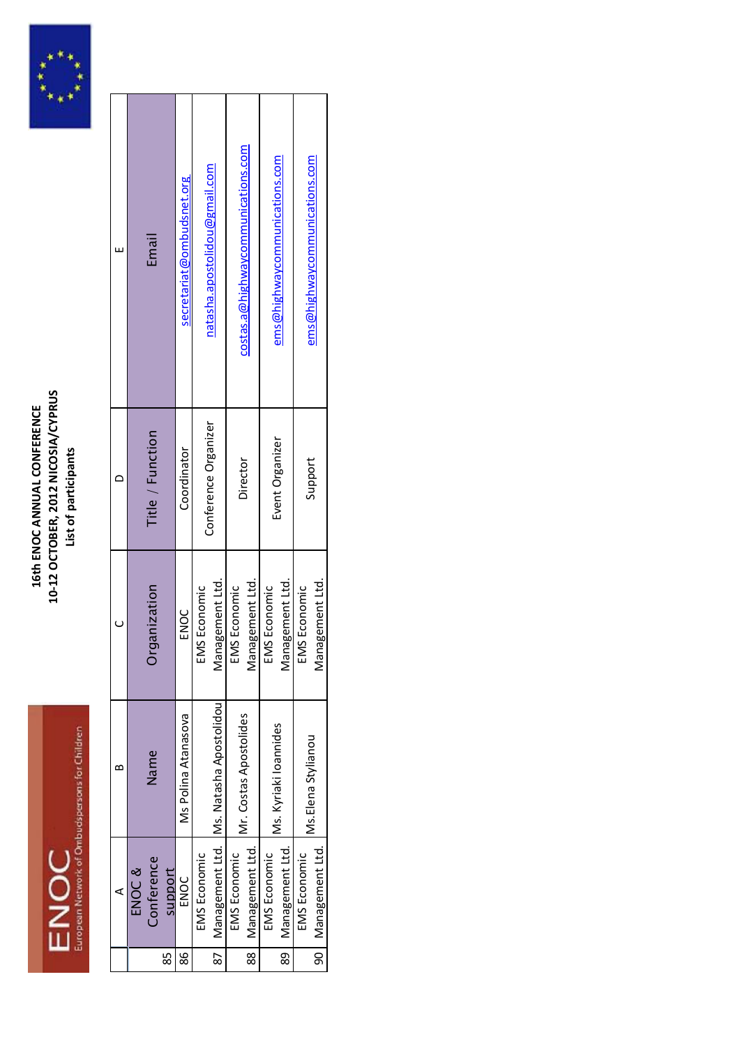**16th ENOC ANNUAL CONFERENCE**
**10-12 OCTOBER, 2012 NICOSIA/CYPRUS**
**List of participants**

| | A | B | C | D | E |
|---|---|---|---|---|---|
| 85 | ENOC & Conference support | Name | Organization | Title / Function | Email |
| 86 | ENOC | Ms Polina Atanasova | ENOC | Coordinator | secretariat@ombudsnet.org |
| 87 | EMS Economic Management Ltd. | Ms. Natasha Apostolidou | EMS Economic Management Ltd. | Conference Organizer | natasha.apostolidou@gmail.com |
| 88 | EMS Economic Management Ltd. | Mr. Costas Apostolides | EMS Economic Management Ltd. | Director | costas.a@highwaycommunications.com |
| 89 | EMS Economic Management Ltd. | Ms. Kyriaki Ioannides | EMS Economic Management Ltd. | Event Organizer | ems@highwaycommunications.com |
| 90 | EMS Economic Management Ltd. | Ms.Elena Stylianou | EMS Economic Management Ltd. | Support | ems@highwaycommunications.com |